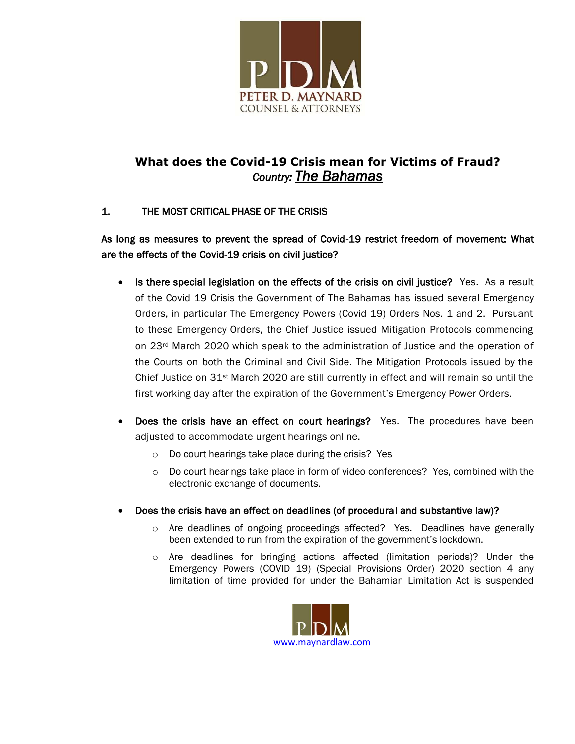PETER D. MAYNARD
COUNSEL & ATTORNEYS

# What does the Covid-19 Crisis mean for Victims of Fraud?

*Country:* ***The Bahamas***

## 1. THE MOST CRITICAL PHASE OF THE CRISIS

**As long as measures to prevent the spread of Covid-19 restrict freedom of movement: What are the effects of the Covid-19 crisis on civil justice?**

- **Is there special legislation on the effects of the crisis on civil justice?** Yes. As a result of the Covid 19 Crisis the Government of The Bahamas has issued several Emergency Orders, in particular The Emergency Powers (Covid 19) Orders Nos. 1 and 2. Pursuant to these Emergency Orders, the Chief Justice issued Mitigation Protocols commencing on 23rd March 2020 which speak to the administration of Justice and the operation of the Courts on both the Criminal and Civil Side. The Mitigation Protocols issued by the Chief Justice on 31st March 2020 are still currently in effect and will remain so until the first working day after the expiration of the Government's Emergency Power Orders.

- **Does the crisis have an effect on court hearings?** Yes. The procedures have been adjusted to accommodate urgent hearings online.
  - Do court hearings take place during the crisis? Yes
  - Do court hearings take place in form of video conferences? Yes, combined with the electronic exchange of documents.

- **Does the crisis have an effect on deadlines (of procedural and substantive law)?**
  - Are deadlines of ongoing proceedings affected? Yes. Deadlines have generally been extended to run from the expiration of the government's lockdown.
  - Are deadlines for bringing actions affected (limitation periods)? Under the Emergency Powers (COVID 19) (Special Provisions Order) 2020 section 4 any limitation of time provided for under the Bahamian Limitation Act is suspended

www.maynardlaw.com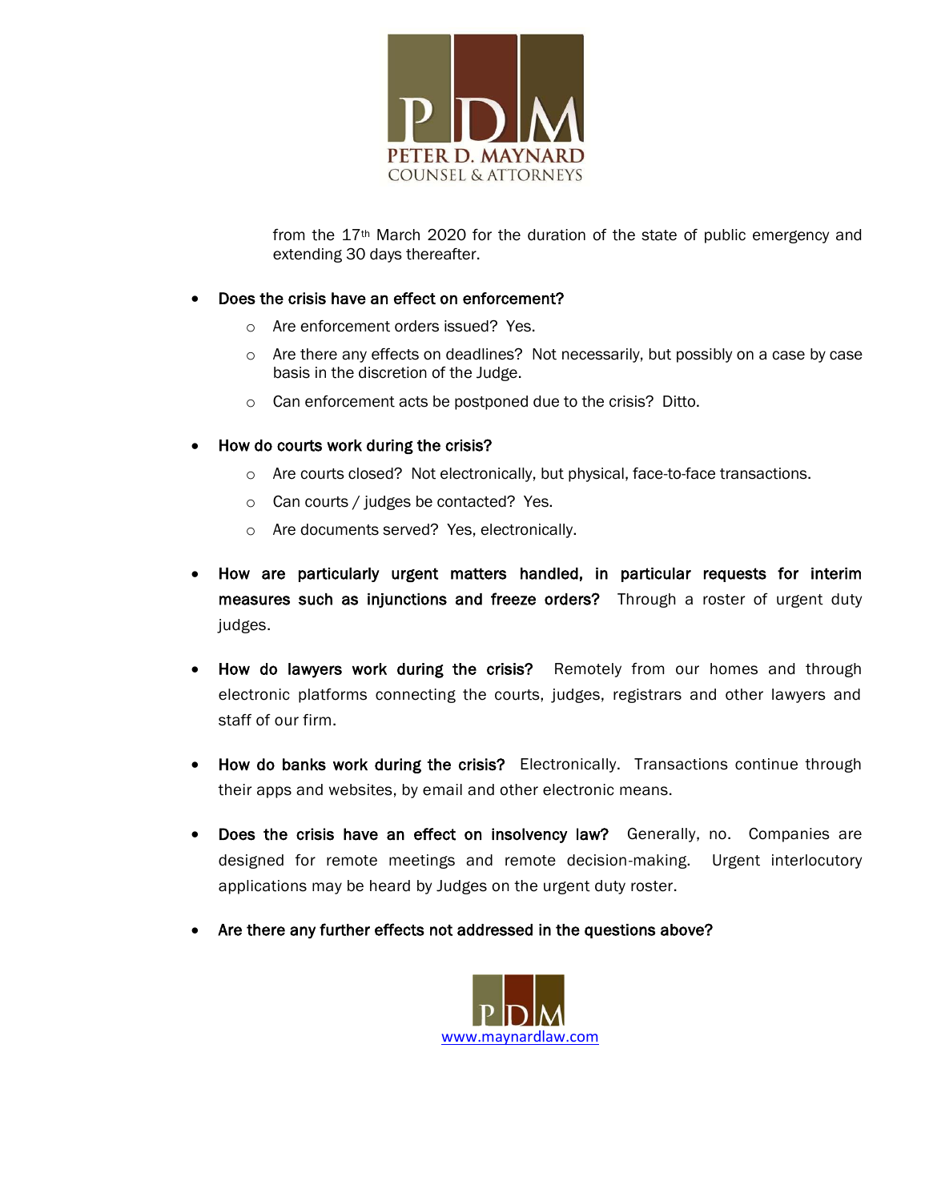from the 17th March 2020 for the duration of the state of public emergency and extending 30 days thereafter.

- **Does the crisis have an effect on enforcement?**
  - Are enforcement orders issued? Yes.
  - Are there any effects on deadlines? Not necessarily, but possibly on a case by case basis in the discretion of the Judge.
  - Can enforcement acts be postponed due to the crisis? Ditto.

- **How do courts work during the crisis?**
  - Are courts closed? Not electronically, but physical, face-to-face transactions.
  - Can courts / judges be contacted? Yes.
  - Are documents served? Yes, electronically.

- **How are particularly urgent matters handled, in particular requests for interim measures such as injunctions and freeze orders?** Through a roster of urgent duty judges.

- **How do lawyers work during the crisis?** Remotely from our homes and through electronic platforms connecting the courts, judges, registrars and other lawyers and staff of our firm.

- **How do banks work during the crisis?** Electronically. Transactions continue through their apps and websites, by email and other electronic means.

- **Does the crisis have an effect on insolvency law?** Generally, no. Companies are designed for remote meetings and remote decision-making. Urgent interlocutory applications may be heard by Judges on the urgent duty roster.

- **Are there any further effects not addressed in the questions above?**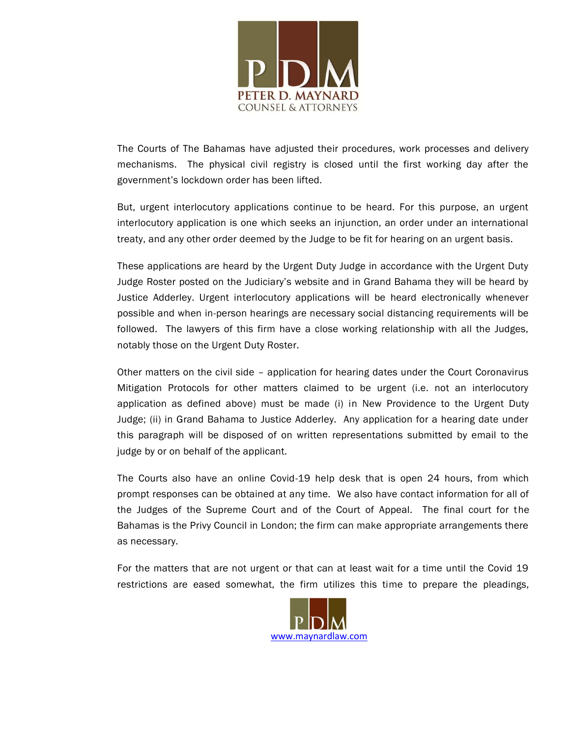The Courts of The Bahamas have adjusted their procedures, work processes and delivery mechanisms. The physical civil registry is closed until the first working day after the government's lockdown order has been lifted.

But, urgent interlocutory applications continue to be heard. For this purpose, an urgent interlocutory application is one which seeks an injunction, an order under an international treaty, and any other order deemed by the Judge to be fit for hearing on an urgent basis.

These applications are heard by the Urgent Duty Judge in accordance with the Urgent Duty Judge Roster posted on the Judiciary's website and in Grand Bahama they will be heard by Justice Adderley. Urgent interlocutory applications will be heard electronically whenever possible and when in-person hearings are necessary social distancing requirements will be followed. The lawyers of this firm have a close working relationship with all the Judges, notably those on the Urgent Duty Roster.

Other matters on the civil side – application for hearing dates under the Court Coronavirus Mitigation Protocols for other matters claimed to be urgent (i.e. not an interlocutory application as defined above) must be made (i) in New Providence to the Urgent Duty Judge; (ii) in Grand Bahama to Justice Adderley. Any application for a hearing date under this paragraph will be disposed of on written representations submitted by email to the judge by or on behalf of the applicant.

The Courts also have an online Covid-19 help desk that is open 24 hours, from which prompt responses can be obtained at any time. We also have contact information for all of the Judges of the Supreme Court and of the Court of Appeal. The final court for the Bahamas is the Privy Council in London; the firm can make appropriate arrangements there as necessary.

For the matters that are not urgent or that can at least wait for a time until the Covid 19 restrictions are eased somewhat, the firm utilizes this time to prepare the pleadings,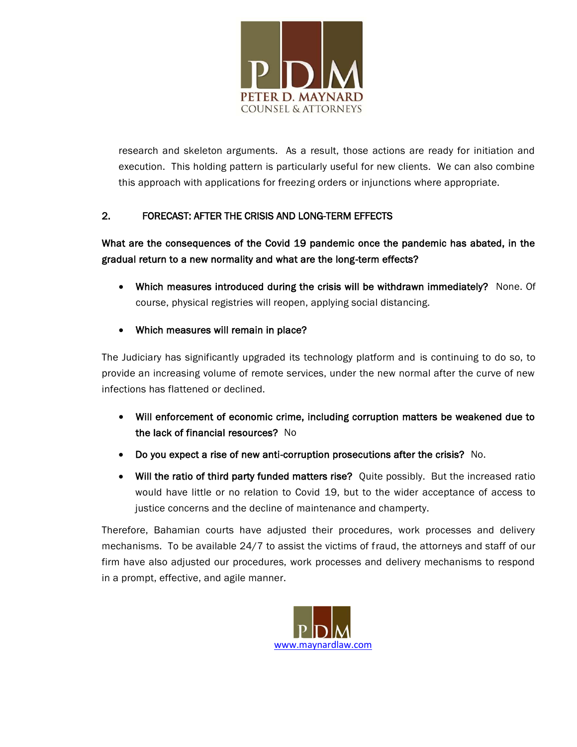research and skeleton arguments. As a result, those actions are ready for initiation and execution. This holding pattern is particularly useful for new clients. We can also combine this approach with applications for freezing orders or injunctions where appropriate.

## 2. FORECAST: AFTER THE CRISIS AND LONG-TERM EFFECTS

**What are the consequences of the Covid 19 pandemic once the pandemic has abated, in the gradual return to a new normality and what are the long-term effects?**

- **Which measures introduced during the crisis will be withdrawn immediately?** None. Of course, physical registries will reopen, applying social distancing.

- **Which measures will remain in place?**

The Judiciary has significantly upgraded its technology platform and is continuing to do so, to provide an increasing volume of remote services, under the new normal after the curve of new infections has flattened or declined.

- **Will enforcement of economic crime, including corruption matters be weakened due to the lack of financial resources?** No
- **Do you expect a rise of new anti-corruption prosecutions after the crisis?** No.
- **Will the ratio of third party funded matters rise?** Quite possibly. But the increased ratio would have little or no relation to Covid 19, but to the wider acceptance of access to justice concerns and the decline of maintenance and champerty.

Therefore, Bahamian courts have adjusted their procedures, work processes and delivery mechanisms. To be available 24/7 to assist the victims of fraud, the attorneys and staff of our firm have also adjusted our procedures, work processes and delivery mechanisms to respond in a prompt, effective, and agile manner.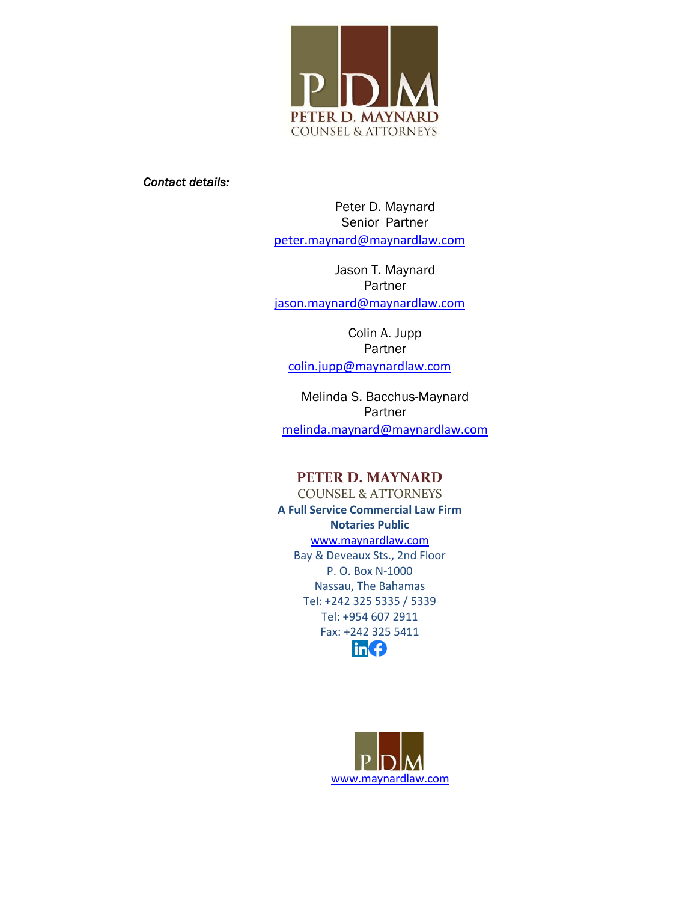PDM
PETER D. MAYNARD
COUNSEL & ATTORNEYS

*Contact details:*

Peter D. Maynard
Senior Partner
peter.maynard@maynardlaw.com

Jason T. Maynard
Partner
jason.maynard@maynardlaw.com

Colin A. Jupp
Partner
colin.jupp@maynardlaw.com

Melinda S. Bacchus-Maynard
Partner
melinda.maynard@maynardlaw.com

**PETER D. MAYNARD**
COUNSEL & ATTORNEYS
**A Full Service Commercial Law Firm**
**Notaries Public**
www.maynardlaw.com
Bay & Deveaux Sts., 2nd Floor
P. O. Box N-1000
Nassau, The Bahamas
Tel: +242 325 5335 / 5339
Tel: +954 607 2911
Fax: +242 325 5411

PDM
www.maynardlaw.com